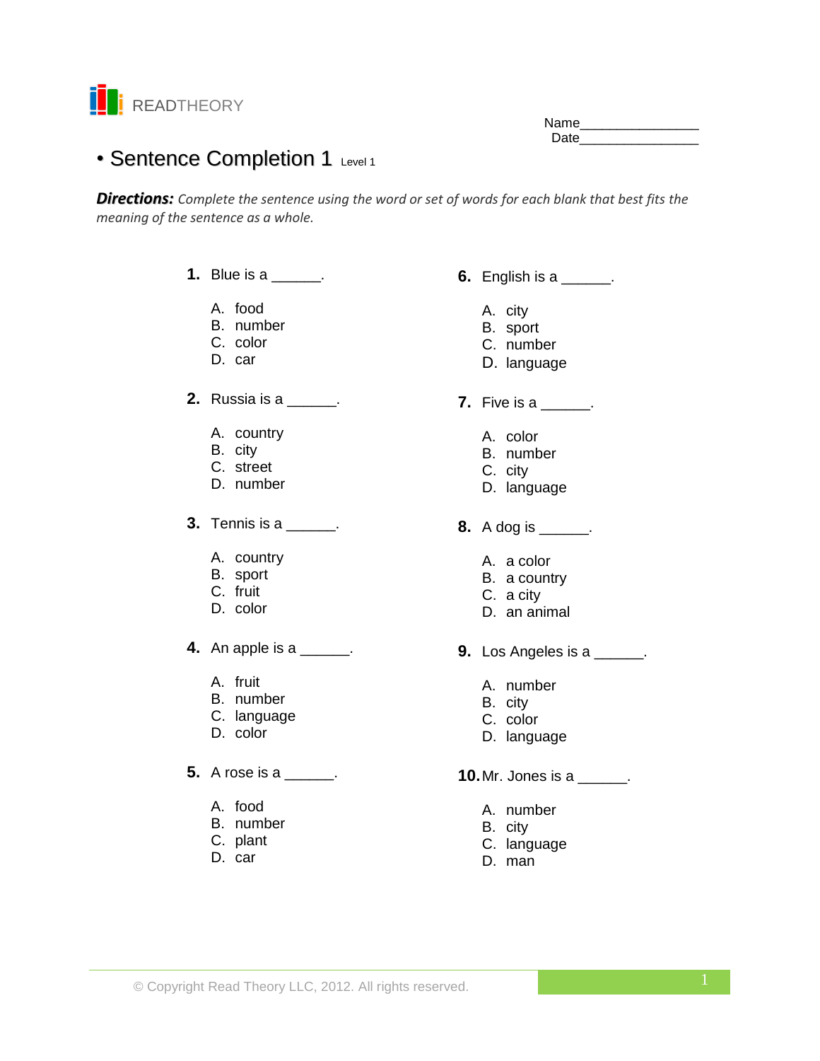READTHEORY

Name________________
Date________________

# • Sentence Completion 1 Level 1

***Directions:*** *Complete the sentence using the word or set of words for each blank that best fits the meaning of the sentence as a whole.*

**1.** Blue is a ______.

A. food
B. number
C. color
D. car

**2.** Russia is a ______.

A. country
B. city
C. street
D. number

**3.** Tennis is a ______.

A. country
B. sport
C. fruit
D. color

**4.** An apple is a ______.

A. fruit
B. number
C. language
D. color

**5.** A rose is a ______.

A. food
B. number
C. plant
D. car

**6.** English is a ______.

A. city
B. sport
C. number
D. language

**7.** Five is a ______.

A. color
B. number
C. city
D. language

**8.** A dog is ______.

A. a color
B. a country
C. a city
D. an animal

**9.** Los Angeles is a ______.

A. number
B. city
C. color
D. language

**10.** Mr. Jones is a ______.

A. number
B. city
C. language
D. man

© Copyright Read Theory LLC, 2012. All rights reserved.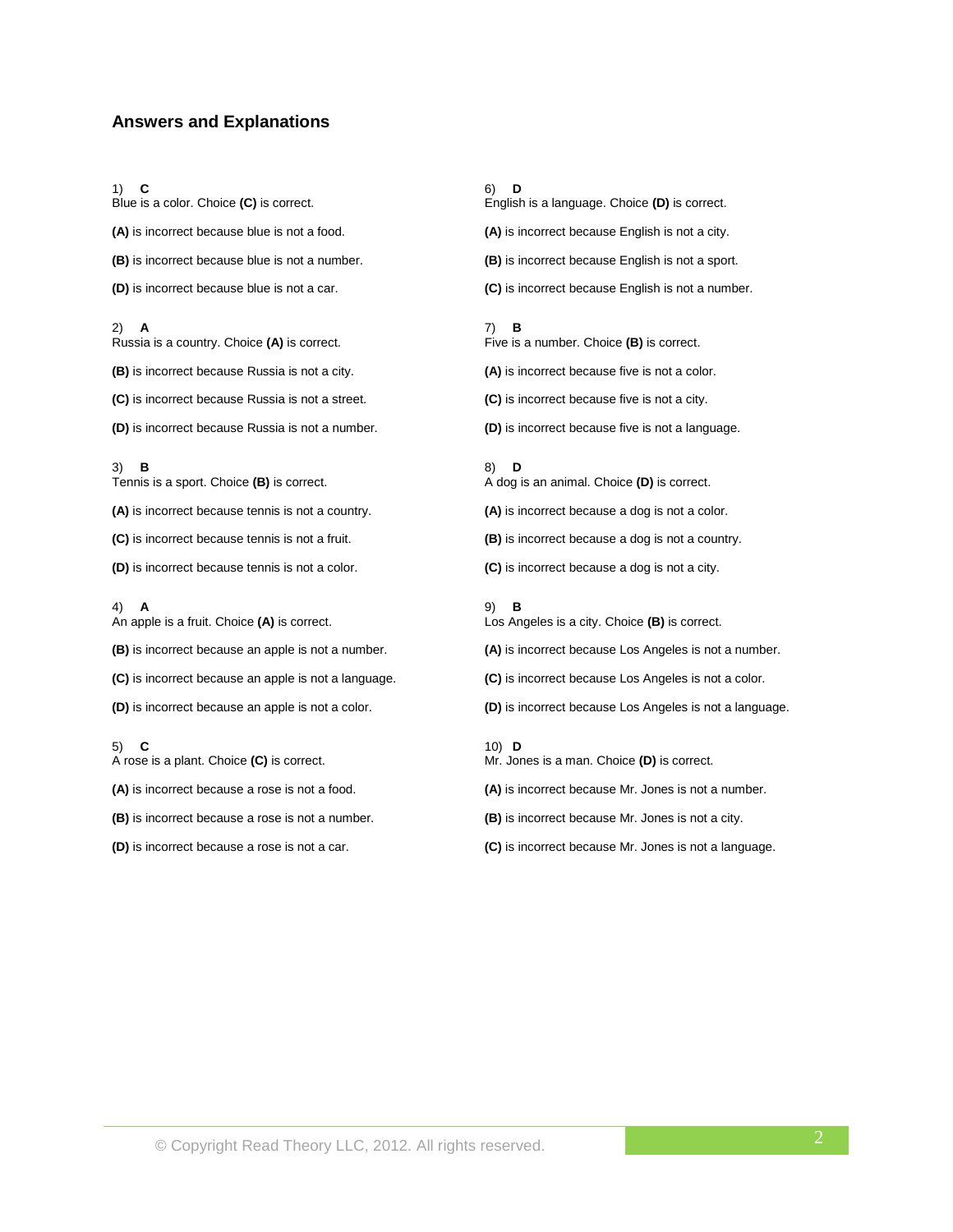## Answers and Explanations

1) **C**
Blue is a color. Choice **(C)** is correct.

**(A)** is incorrect because blue is not a food.

**(B)** is incorrect because blue is not a number.

**(D)** is incorrect because blue is not a car.

2) **A**
Russia is a country. Choice **(A)** is correct.

**(B)** is incorrect because Russia is not a city.

**(C)** is incorrect because Russia is not a street.

**(D)** is incorrect because Russia is not a number.

3) **B**
Tennis is a sport. Choice **(B)** is correct.

**(A)** is incorrect because tennis is not a country.

**(C)** is incorrect because tennis is not a fruit.

**(D)** is incorrect because tennis is not a color.

4) **A**
An apple is a fruit. Choice **(A)** is correct.

**(B)** is incorrect because an apple is not a number.

**(C)** is incorrect because an apple is not a language.

**(D)** is incorrect because an apple is not a color.

5) **C**
A rose is a plant. Choice **(C)** is correct.

**(A)** is incorrect because a rose is not a food.

**(B)** is incorrect because a rose is not a number.

**(D)** is incorrect because a rose is not a car.

6) **D**
English is a language. Choice **(D)** is correct.

**(A)** is incorrect because English is not a city.

**(B)** is incorrect because English is not a sport.

**(C)** is incorrect because English is not a number.

7) **B**
Five is a number. Choice **(B)** is correct.

**(A)** is incorrect because five is not a color.

**(C)** is incorrect because five is not a city.

**(D)** is incorrect because five is not a language.

8) **D**
A dog is an animal. Choice **(D)** is correct.

**(A)** is incorrect because a dog is not a color.

**(B)** is incorrect because a dog is not a country.

**(C)** is incorrect because a dog is not a city.

9) **B**
Los Angeles is a city. Choice **(B)** is correct.

**(A)** is incorrect because Los Angeles is not a number.

**(C)** is incorrect because Los Angeles is not a color.

**(D)** is incorrect because Los Angeles is not a language.

10) **D**
Mr. Jones is a man. Choice **(D)** is correct.

**(A)** is incorrect because Mr. Jones is not a number.

**(B)** is incorrect because Mr. Jones is not a city.

**(C)** is incorrect because Mr. Jones is not a language.

© Copyright Read Theory LLC, 2012. All rights reserved.